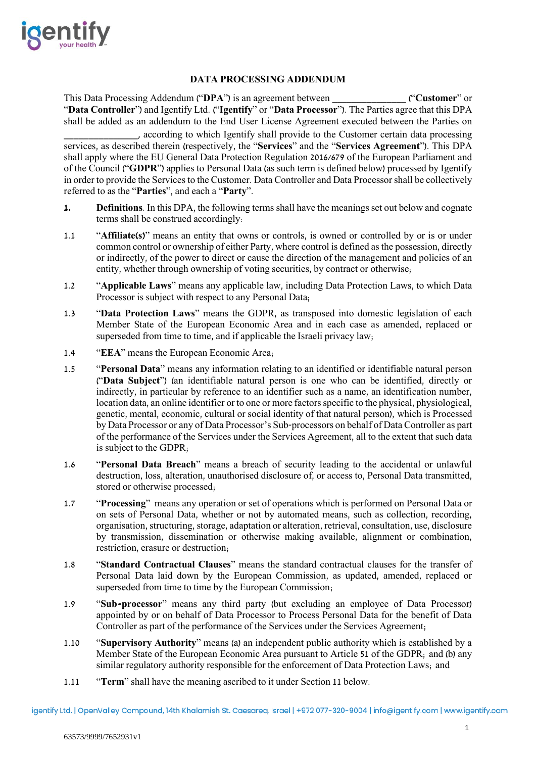# DATA PROCESSING ADDENDUM

This Data Processing Addendum ("**DPA**") is an agreement between _______________ ("**Customer**" or "**Data Controller**") and Igentify Ltd. ("**Igentify**" or "**Data Processor**"). The Parties agree that this DPA shall be added as an addendum to the End User License Agreement executed between the Parties on _______________, according to which Igentify shall provide to the Customer certain data processing services, as described therein (respectively, the "**Services**" and the "**Services Agreement**"). This DPA shall apply where the EU General Data Protection Regulation 2016/679 of the European Parliament and of the Council ("**GDPR**") applies to Personal Data (as such term is defined below) processed by Igentify in order to provide the Services to the Customer. Data Controller and Data Processor shall be collectively referred to as the "**Parties**", and each a "**Party**".

1. **Definitions**. In this DPA, the following terms shall have the meanings set out below and cognate terms shall be construed accordingly:

1.1 "**Affiliate(s)**" means an entity that owns or controls, is owned or controlled by or is or under common control or ownership of either Party, where control is defined as the possession, directly or indirectly, of the power to direct or cause the direction of the management and policies of an entity, whether through ownership of voting securities, by contract or otherwise;

1.2 "**Applicable Laws**" means any applicable law, including Data Protection Laws, to which Data Processor is subject with respect to any Personal Data;

1.3 "**Data Protection Laws**" means the GDPR, as transposed into domestic legislation of each Member State of the European Economic Area and in each case as amended, replaced or superseded from time to time, and if applicable the Israeli privacy law;

1.4 "**EEA**" means the European Economic Area;

1.5 "**Personal Data**" means any information relating to an identified or identifiable natural person ("**Data Subject**") (an identifiable natural person is one who can be identified, directly or indirectly, in particular by reference to an identifier such as a name, an identification number, location data, an online identifier or to one or more factors specific to the physical, physiological, genetic, mental, economic, cultural or social identity of that natural person), which is Processed by Data Processor or any of Data Processor's Sub-processors on behalf of Data Controller as part of the performance of the Services under the Services Agreement, all to the extent that such data is subject to the GDPR;

1.6 "**Personal Data Breach**" means a breach of security leading to the accidental or unlawful destruction, loss, alteration, unauthorised disclosure of, or access to, Personal Data transmitted, stored or otherwise processed;

1.7 "**Processing**" means any operation or set of operations which is performed on Personal Data or on sets of Personal Data, whether or not by automated means, such as collection, recording, organisation, structuring, storage, adaptation or alteration, retrieval, consultation, use, disclosure by transmission, dissemination or otherwise making available, alignment or combination, restriction, erasure or destruction;

1.8 "**Standard Contractual Clauses**" means the standard contractual clauses for the transfer of Personal Data laid down by the European Commission, as updated, amended, replaced or superseded from time to time by the European Commission;

1.9 "**Sub-processor**" means any third party (but excluding an employee of Data Processor) appointed by or on behalf of Data Processor to Process Personal Data for the benefit of Data Controller as part of the performance of the Services under the Services Agreement;

1.10 "**Supervisory Authority**" means (a) an independent public authority which is established by a Member State of the European Economic Area pursuant to Article 51 of the GDPR; and (b) any similar regulatory authority responsible for the enforcement of Data Protection Laws; and

1.11 "**Term**" shall have the meaning ascribed to it under Section 11 below.

63573/9999/7652931v1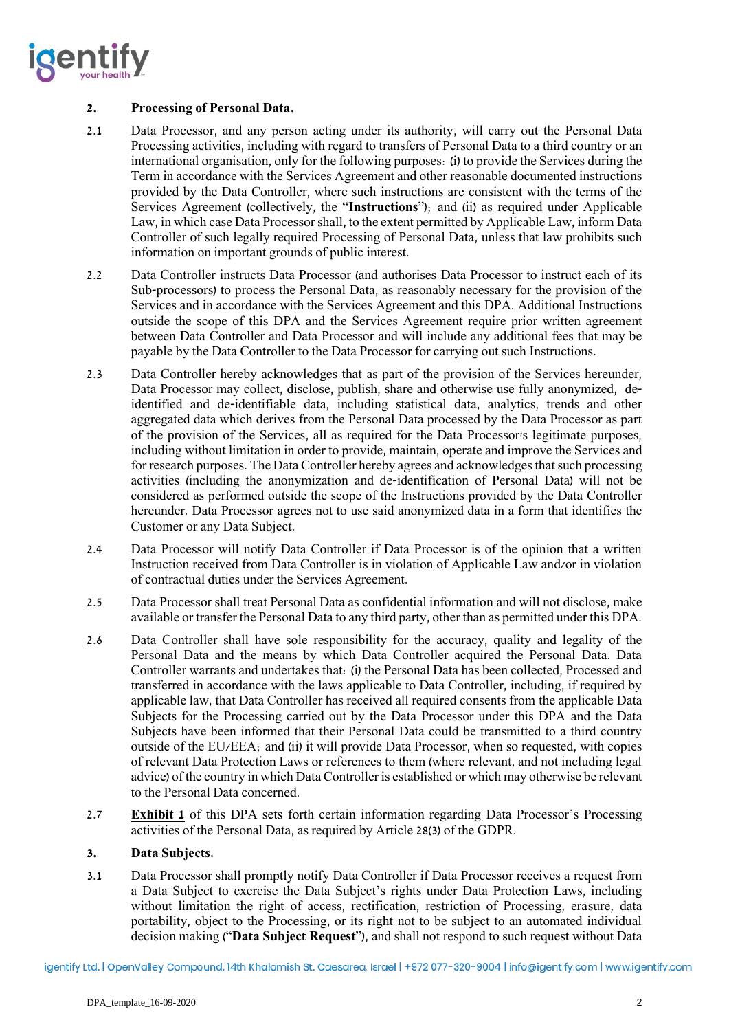**2. Processing of Personal Data.**

2.1 Data Processor, and any person acting under its authority, will carry out the Personal Data Processing activities, including with regard to transfers of Personal Data to a third country or an international organisation, only for the following purposes: (i) to provide the Services during the Term in accordance with the Services Agreement and other reasonable documented instructions provided by the Data Controller, where such instructions are consistent with the terms of the Services Agreement (collectively, the "**Instructions**"); and (ii) as required under Applicable Law, in which case Data Processor shall, to the extent permitted by Applicable Law, inform Data Controller of such legally required Processing of Personal Data, unless that law prohibits such information on important grounds of public interest.

2.2 Data Controller instructs Data Processor (and authorises Data Processor to instruct each of its Sub-processors) to process the Personal Data, as reasonably necessary for the provision of the Services and in accordance with the Services Agreement and this DPA. Additional Instructions outside the scope of this DPA and the Services Agreement require prior written agreement between Data Controller and Data Processor and will include any additional fees that may be payable by the Data Controller to the Data Processor for carrying out such Instructions.

2.3 Data Controller hereby acknowledges that as part of the provision of the Services hereunder, Data Processor may collect, disclose, publish, share and otherwise use fully anonymized, de-identified and de-identifiable data, including statistical data, analytics, trends and other aggregated data which derives from the Personal Data processed by the Data Processor as part of the provision of the Services, all as required for the Data Processor's legitimate purposes, including without limitation in order to provide, maintain, operate and improve the Services and for research purposes. The Data Controller hereby agrees and acknowledges that such processing activities (including the anonymization and de-identification of Personal Data) will not be considered as performed outside the scope of the Instructions provided by the Data Controller hereunder. Data Processor agrees not to use said anonymized data in a form that identifies the Customer or any Data Subject.

2.4 Data Processor will notify Data Controller if Data Processor is of the opinion that a written Instruction received from Data Controller is in violation of Applicable Law and/or in violation of contractual duties under the Services Agreement.

2.5 Data Processor shall treat Personal Data as confidential information and will not disclose, make available or transfer the Personal Data to any third party, other than as permitted under this DPA.

2.6 Data Controller shall have sole responsibility for the accuracy, quality and legality of the Personal Data and the means by which Data Controller acquired the Personal Data. Data Controller warrants and undertakes that: (i) the Personal Data has been collected, Processed and transferred in accordance with the laws applicable to Data Controller, including, if required by applicable law, that Data Controller has received all required consents from the applicable Data Subjects for the Processing carried out by the Data Processor under this DPA and the Data Subjects have been informed that their Personal Data could be transmitted to a third country outside of the EU/EEA; and (ii) it will provide Data Processor, when so requested, with copies of relevant Data Protection Laws or references to them (where relevant, and not including legal advice) of the country in which Data Controller is established or which may otherwise be relevant to the Personal Data concerned.

2.7 **Exhibit 1** of this DPA sets forth certain information regarding Data Processor's Processing activities of the Personal Data, as required by Article 28(3) of the GDPR.

**3. Data Subjects.**

3.1 Data Processor shall promptly notify Data Controller if Data Processor receives a request from a Data Subject to exercise the Data Subject's rights under Data Protection Laws, including without limitation the right of access, rectification, restriction of Processing, erasure, data portability, object to the Processing, or its right not to be subject to an automated individual decision making ("**Data Subject Request**"), and shall not respond to such request without Data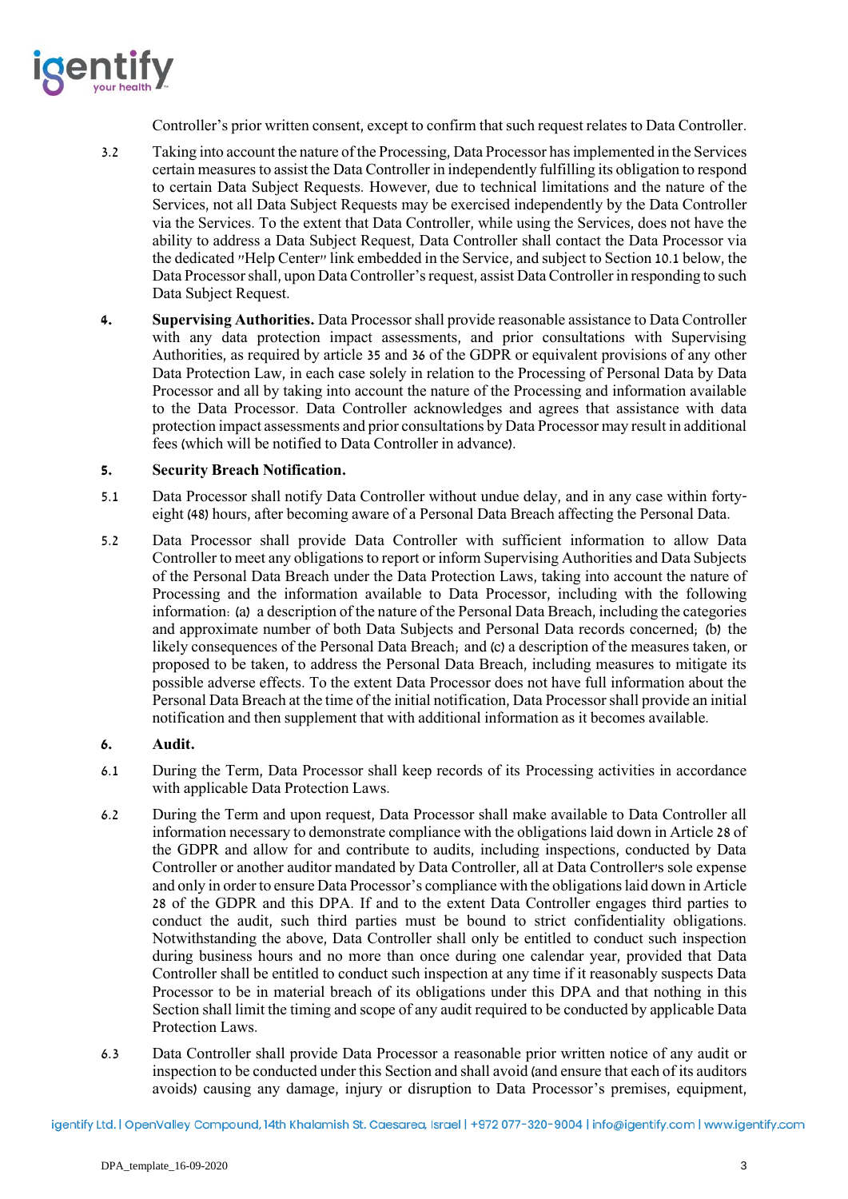Controller's prior written consent, except to confirm that such request relates to Data Controller.

3.2 Taking into account the nature of the Processing, Data Processor has implemented in the Services certain measures to assist the Data Controller in independently fulfilling its obligation to respond to certain Data Subject Requests. However, due to technical limitations and the nature of the Services, not all Data Subject Requests may be exercised independently by the Data Controller via the Services. To the extent that Data Controller, while using the Services, does not have the ability to address a Data Subject Request, Data Controller shall contact the Data Processor via the dedicated "Help Center" link embedded in the Service, and subject to Section 10.1 below, the Data Processor shall, upon Data Controller's request, assist Data Controller in responding to such Data Subject Request.

**4. Supervising Authorities.** Data Processor shall provide reasonable assistance to Data Controller with any data protection impact assessments, and prior consultations with Supervising Authorities, as required by article 35 and 36 of the GDPR or equivalent provisions of any other Data Protection Law, in each case solely in relation to the Processing of Personal Data by Data Processor and all by taking into account the nature of the Processing and information available to the Data Processor. Data Controller acknowledges and agrees that assistance with data protection impact assessments and prior consultations by Data Processor may result in additional fees (which will be notified to Data Controller in advance).

**5. Security Breach Notification.**

5.1 Data Processor shall notify Data Controller without undue delay, and in any case within forty-eight (48) hours, after becoming aware of a Personal Data Breach affecting the Personal Data.

5.2 Data Processor shall provide Data Controller with sufficient information to allow Data Controller to meet any obligations to report or inform Supervising Authorities and Data Subjects of the Personal Data Breach under the Data Protection Laws, taking into account the nature of Processing and the information available to Data Processor, including with the following information: (a) a description of the nature of the Personal Data Breach, including the categories and approximate number of both Data Subjects and Personal Data records concerned; (b) the likely consequences of the Personal Data Breach; and (c) a description of the measures taken, or proposed to be taken, to address the Personal Data Breach, including measures to mitigate its possible adverse effects. To the extent Data Processor does not have full information about the Personal Data Breach at the time of the initial notification, Data Processor shall provide an initial notification and then supplement that with additional information as it becomes available.

**6. Audit.**

6.1 During the Term, Data Processor shall keep records of its Processing activities in accordance with applicable Data Protection Laws.

6.2 During the Term and upon request, Data Processor shall make available to Data Controller all information necessary to demonstrate compliance with the obligations laid down in Article 28 of the GDPR and allow for and contribute to audits, including inspections, conducted by Data Controller or another auditor mandated by Data Controller, all at Data Controller's sole expense and only in order to ensure Data Processor's compliance with the obligations laid down in Article 28 of the GDPR and this DPA. If and to the extent Data Controller engages third parties to conduct the audit, such third parties must be bound to strict confidentiality obligations. Notwithstanding the above, Data Controller shall only be entitled to conduct such inspection during business hours and no more than once during one calendar year, provided that Data Controller shall be entitled to conduct such inspection at any time if it reasonably suspects Data Processor to be in material breach of its obligations under this DPA and that nothing in this Section shall limit the timing and scope of any audit required to be conducted by applicable Data Protection Laws.

6.3 Data Controller shall provide Data Processor a reasonable prior written notice of any audit or inspection to be conducted under this Section and shall avoid (and ensure that each of its auditors avoids) causing any damage, injury or disruption to Data Processor's premises, equipment,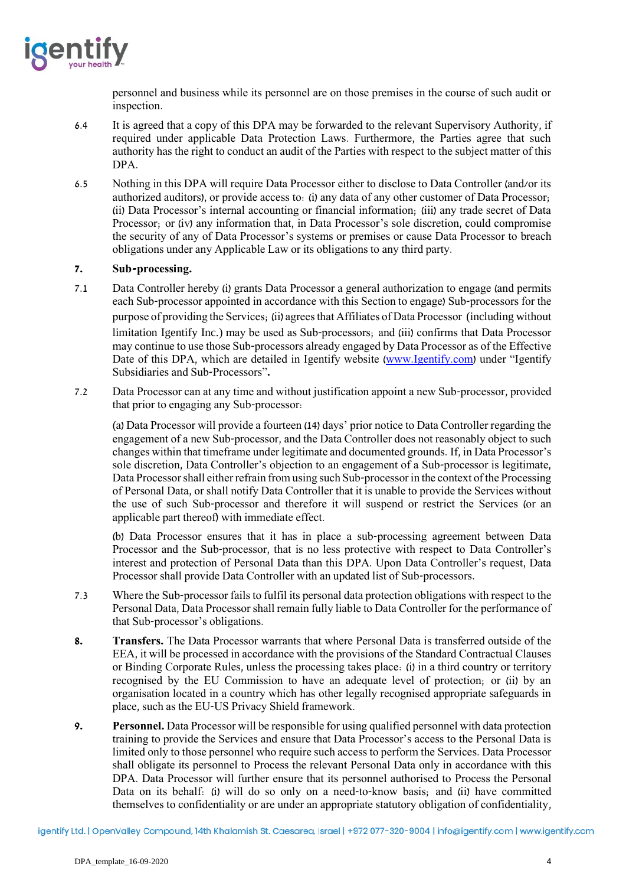personnel and business while its personnel are on those premises in the course of such audit or inspection.

6.4 It is agreed that a copy of this DPA may be forwarded to the relevant Supervisory Authority, if required under applicable Data Protection Laws. Furthermore, the Parties agree that such authority has the right to conduct an audit of the Parties with respect to the subject matter of this DPA.

6.5 Nothing in this DPA will require Data Processor either to disclose to Data Controller (and/or its authorized auditors), or provide access to: (i) any data of any other customer of Data Processor; (ii) Data Processor's internal accounting or financial information; (iii) any trade secret of Data Processor; or (iv) any information that, in Data Processor's sole discretion, could compromise the security of any of Data Processor's systems or premises or cause Data Processor to breach obligations under any Applicable Law or its obligations to any third party.

**7. Sub-processing.**

7.1 Data Controller hereby (i) grants Data Processor a general authorization to engage (and permits each Sub-processor appointed in accordance with this Section to engage) Sub-processors for the purpose of providing the Services; (ii) agrees that Affiliates of Data Processor (including without limitation Igentify Inc.) may be used as Sub-processors; and (iii) confirms that Data Processor may continue to use those Sub-processors already engaged by Data Processor as of the Effective Date of this DPA, which are detailed in Igentify website (www.Igentify.com) under "Igentify Subsidiaries and Sub-Processors"**.**

7.2 Data Processor can at any time and without justification appoint a new Sub-processor, provided that prior to engaging any Sub-processor:

(a) Data Processor will provide a fourteen (14) days' prior notice to Data Controller regarding the engagement of a new Sub-processor, and the Data Controller does not reasonably object to such changes within that timeframe under legitimate and documented grounds. If, in Data Processor's sole discretion, Data Controller's objection to an engagement of a Sub-processor is legitimate, Data Processor shall either refrain from using such Sub-processor in the context of the Processing of Personal Data, or shall notify Data Controller that it is unable to provide the Services without the use of such Sub-processor and therefore it will suspend or restrict the Services (or an applicable part thereof) with immediate effect.

(b) Data Processor ensures that it has in place a sub-processing agreement between Data Processor and the Sub-processor, that is no less protective with respect to Data Controller's interest and protection of Personal Data than this DPA. Upon Data Controller's request, Data Processor shall provide Data Controller with an updated list of Sub-processors.

7.3 Where the Sub-processor fails to fulfil its personal data protection obligations with respect to the Personal Data, Data Processor shall remain fully liable to Data Controller for the performance of that Sub-processor's obligations.

**8. Transfers.** The Data Processor warrants that where Personal Data is transferred outside of the EEA, it will be processed in accordance with the provisions of the Standard Contractual Clauses or Binding Corporate Rules, unless the processing takes place: (i) in a third country or territory recognised by the EU Commission to have an adequate level of protection; or (ii) by an organisation located in a country which has other legally recognised appropriate safeguards in place, such as the EU-US Privacy Shield framework.

**9. Personnel.** Data Processor will be responsible for using qualified personnel with data protection training to provide the Services and ensure that Data Processor's access to the Personal Data is limited only to those personnel who require such access to perform the Services. Data Processor shall obligate its personnel to Process the relevant Personal Data only in accordance with this DPA. Data Processor will further ensure that its personnel authorised to Process the Personal Data on its behalf: (i) will do so only on a need-to-know basis; and (ii) have committed themselves to confidentiality or are under an appropriate statutory obligation of confidentiality,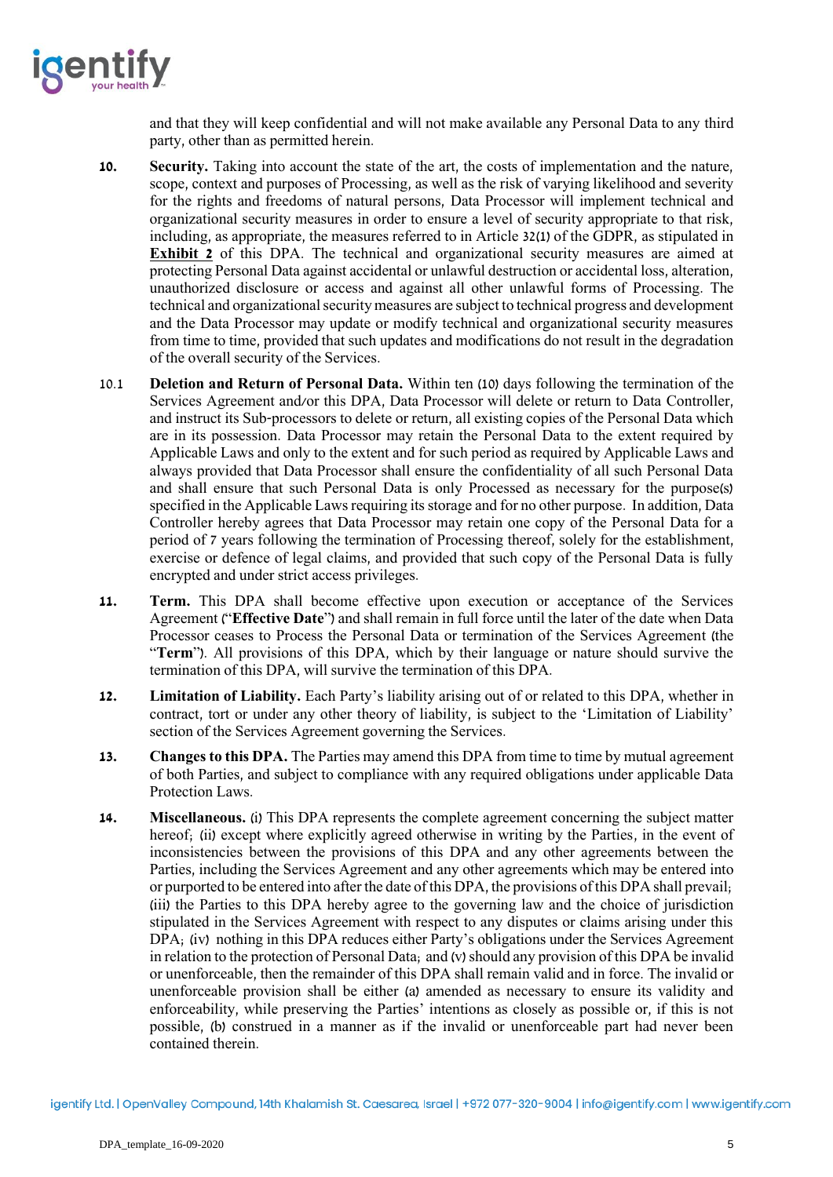and that they will keep confidential and will not make available any Personal Data to any third party, other than as permitted herein.

**10.** **Security.** Taking into account the state of the art, the costs of implementation and the nature, scope, context and purposes of Processing, as well as the risk of varying likelihood and severity for the rights and freedoms of natural persons, Data Processor will implement technical and organizational security measures in order to ensure a level of security appropriate to that risk, including, as appropriate, the measures referred to in Article 32(1) of the GDPR, as stipulated in **Exhibit 2** of this DPA. The technical and organizational security measures are aimed at protecting Personal Data against accidental or unlawful destruction or accidental loss, alteration, unauthorized disclosure or access and against all other unlawful forms of Processing. The technical and organizational security measures are subject to technical progress and development and the Data Processor may update or modify technical and organizational security measures from time to time, provided that such updates and modifications do not result in the degradation of the overall security of the Services.

10.1 **Deletion and Return of Personal Data.** Within ten (10) days following the termination of the Services Agreement and/or this DPA, Data Processor will delete or return to Data Controller, and instruct its Sub-processors to delete or return, all existing copies of the Personal Data which are in its possession. Data Processor may retain the Personal Data to the extent required by Applicable Laws and only to the extent and for such period as required by Applicable Laws and always provided that Data Processor shall ensure the confidentiality of all such Personal Data and shall ensure that such Personal Data is only Processed as necessary for the purpose(s) specified in the Applicable Laws requiring its storage and for no other purpose. In addition, Data Controller hereby agrees that Data Processor may retain one copy of the Personal Data for a period of 7 years following the termination of Processing thereof, solely for the establishment, exercise or defence of legal claims, and provided that such copy of the Personal Data is fully encrypted and under strict access privileges.

**11.** **Term.** This DPA shall become effective upon execution or acceptance of the Services Agreement ("**Effective Date**") and shall remain in full force until the later of the date when Data Processor ceases to Process the Personal Data or termination of the Services Agreement (the "**Term**"). All provisions of this DPA, which by their language or nature should survive the termination of this DPA, will survive the termination of this DPA.

**12.** **Limitation of Liability.** Each Party's liability arising out of or related to this DPA, whether in contract, tort or under any other theory of liability, is subject to the 'Limitation of Liability' section of the Services Agreement governing the Services.

**13.** **Changes to this DPA.** The Parties may amend this DPA from time to time by mutual agreement of both Parties, and subject to compliance with any required obligations under applicable Data Protection Laws.

**14.** **Miscellaneous.** (i) This DPA represents the complete agreement concerning the subject matter hereof; (ii) except where explicitly agreed otherwise in writing by the Parties, in the event of inconsistencies between the provisions of this DPA and any other agreements between the Parties, including the Services Agreement and any other agreements which may be entered into or purported to be entered into after the date of this DPA, the provisions of this DPA shall prevail; (iii) the Parties to this DPA hereby agree to the governing law and the choice of jurisdiction stipulated in the Services Agreement with respect to any disputes or claims arising under this DPA; (iv) nothing in this DPA reduces either Party's obligations under the Services Agreement in relation to the protection of Personal Data; and (v) should any provision of this DPA be invalid or unenforceable, then the remainder of this DPA shall remain valid and in force. The invalid or unenforceable provision shall be either (a) amended as necessary to ensure its validity and enforceability, while preserving the Parties' intentions as closely as possible or, if this is not possible, (b) construed in a manner as if the invalid or unenforceable part had never been contained therein.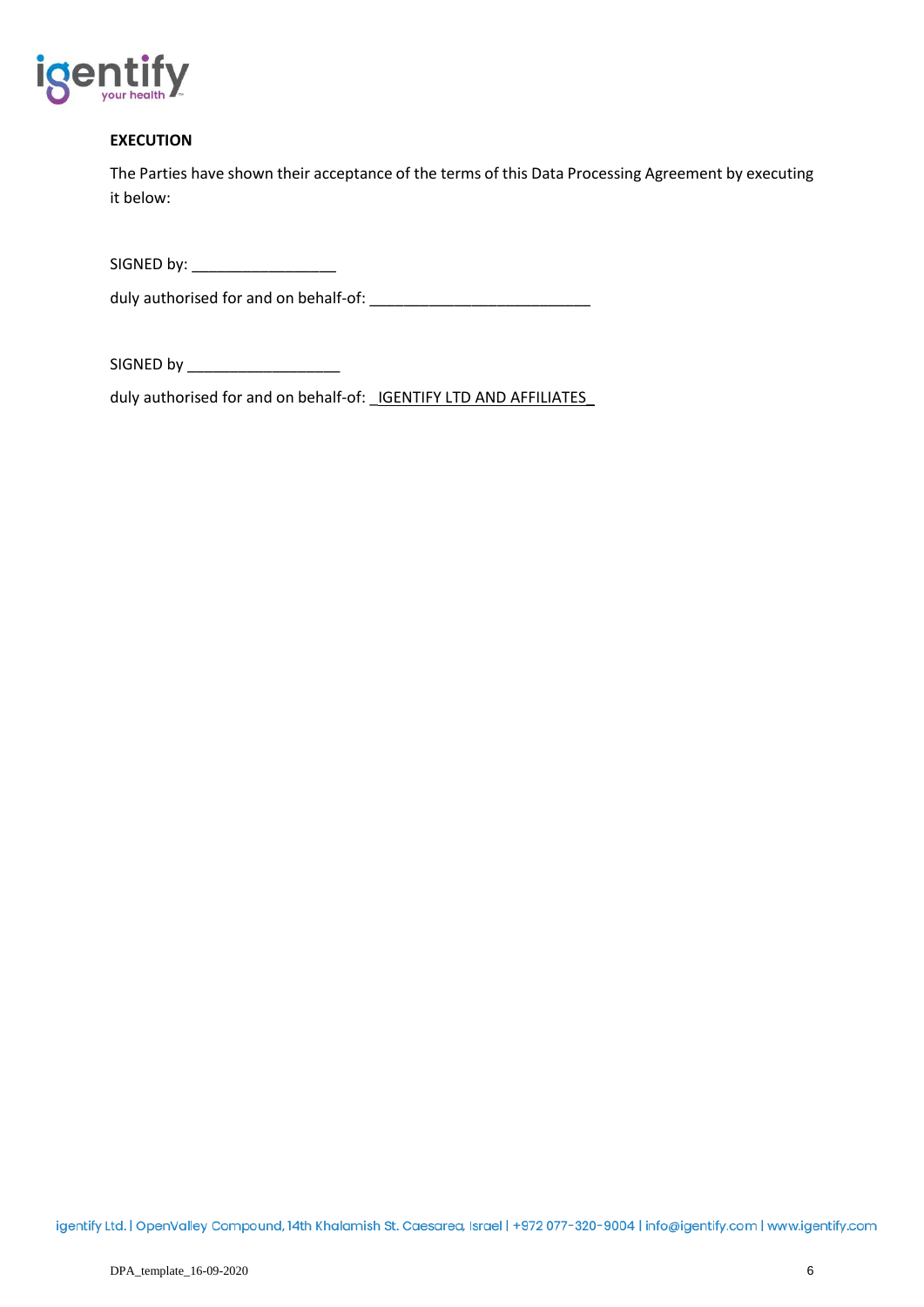**EXECUTION**

The Parties have shown their acceptance of the terms of this Data Processing Agreement by executing it below:

SIGNED by: _________________

duly authorised for and on behalf-of: __________________________

SIGNED by __________________

duly authorised for and on behalf-of: _IGENTIFY LTD AND AFFILIATES_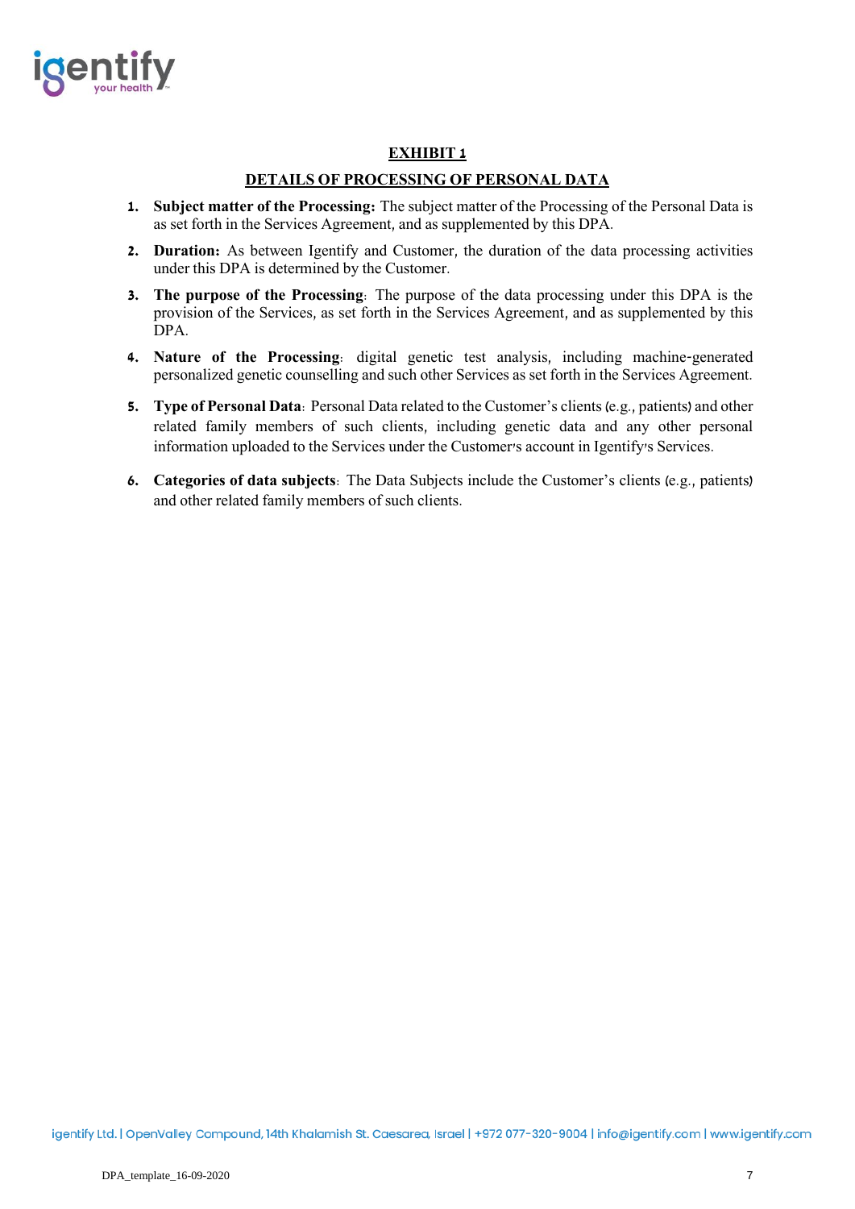# EXHIBIT 1

## DETAILS OF PROCESSING OF PERSONAL DATA

1. **Subject matter of the Processing:** The subject matter of the Processing of the Personal Data is as set forth in the Services Agreement, and as supplemented by this DPA.
2. **Duration:** As between Igentify and Customer, the duration of the data processing activities under this DPA is determined by the Customer.
3. **The purpose of the Processing**: The purpose of the data processing under this DPA is the provision of the Services, as set forth in the Services Agreement, and as supplemented by this DPA.
4. **Nature of the Processing**: digital genetic test analysis, including machine-generated personalized genetic counselling and such other Services as set forth in the Services Agreement.
5. **Type of Personal Data**: Personal Data related to the Customer's clients (e.g., patients) and other related family members of such clients, including genetic data and any other personal information uploaded to the Services under the Customer's account in Igentify's Services.
6. **Categories of data subjects**: The Data Subjects include the Customer's clients (e.g., patients) and other related family members of such clients.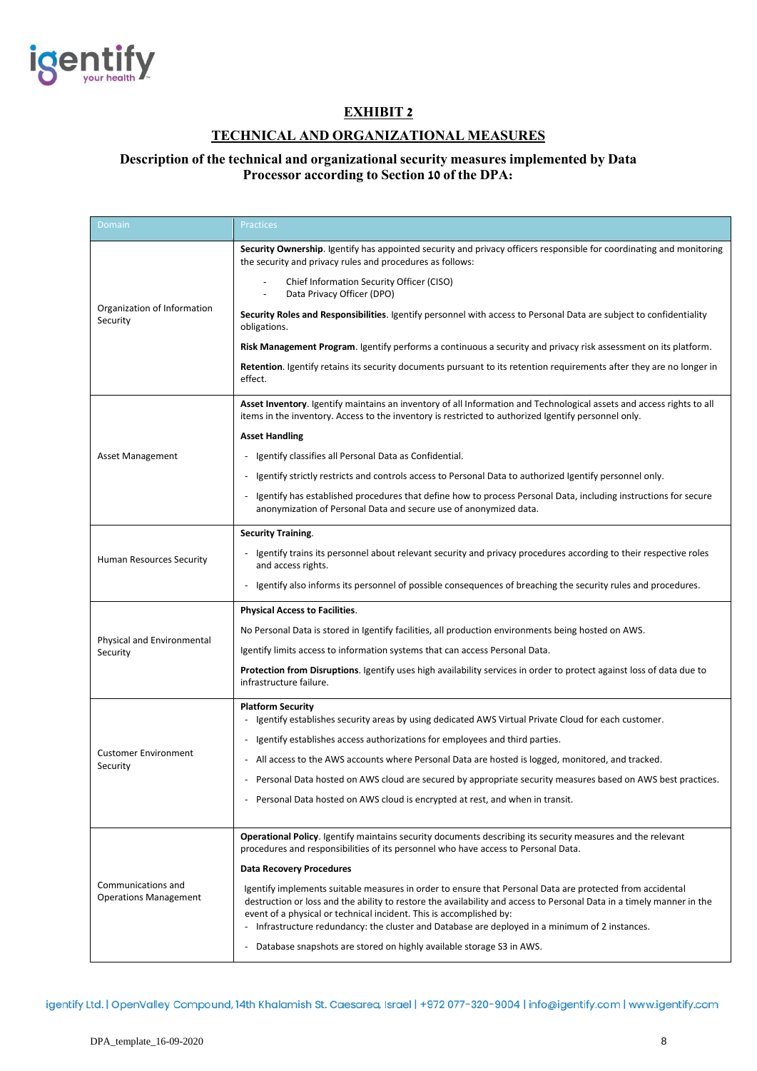## EXHIBIT 2

## TECHNICAL AND ORGANIZATIONAL MEASURES

### Description of the technical and organizational security measures implemented by Data Processor according to Section 10 of the DPA:

| Domain | Practices |
|---|---|
| Organization of Information Security | **Security Ownership**. Igentify has appointed security and privacy officers responsible for coordinating and monitoring the security and privacy rules and procedures as follows:<br>- Chief Information Security Officer (CISO)<br>- Data Privacy Officer (DPO)<br><br>**Security Roles and Responsibilities**. Igentify personnel with access to Personal Data are subject to confidentiality obligations.<br><br>**Risk Management Program**. Igentify performs a continuous a security and privacy risk assessment on its platform.<br><br>**Retention**. Igentify retains its security documents pursuant to its retention requirements after they are no longer in effect. |
| Asset Management | **Asset Inventory**. Igentify maintains an inventory of all Information and Technological assets and access rights to all items in the inventory. Access to the inventory is restricted to authorized Igentify personnel only.<br><br>**Asset Handling**<br>- Igentify classifies all Personal Data as Confidential.<br>- Igentify strictly restricts and controls access to Personal Data to authorized Igentify personnel only.<br>- Igentify has established procedures that define how to process Personal Data, including instructions for secure anonymization of Personal Data and secure use of anonymized data. |
| Human Resources Security | **Security Training**.<br>- Igentify trains its personnel about relevant security and privacy procedures according to their respective roles and access rights.<br>- Igentify also informs its personnel of possible consequences of breaching the security rules and procedures. |
| Physical and Environmental Security | **Physical Access to Facilities**.<br><br>No Personal Data is stored in Igentify facilities, all production environments being hosted on AWS.<br><br>Igentify limits access to information systems that can access Personal Data.<br><br>**Protection from Disruptions**. Igentify uses high availability services in order to protect against loss of data due to infrastructure failure. |
| Customer Environment Security | **Platform Security**<br>- Igentify establishes security areas by using dedicated AWS Virtual Private Cloud for each customer.<br>- Igentify establishes access authorizations for employees and third parties.<br>- All access to the AWS accounts where Personal Data are hosted is logged, monitored, and tracked.<br>- Personal Data hosted on AWS cloud are secured by appropriate security measures based on AWS best practices.<br>- Personal Data hosted on AWS cloud is encrypted at rest, and when in transit. |
| Communications and Operations Management | **Operational Policy**. Igentify maintains security documents describing its security measures and the relevant procedures and responsibilities of its personnel who have access to Personal Data.<br><br>**Data Recovery Procedures**<br><br>Igentify implements suitable measures in order to ensure that Personal Data are protected from accidental destruction or loss and the ability to restore the availability and access to Personal Data in a timely manner in the event of a physical or technical incident. This is accomplished by:<br>- Infrastructure redundancy: the cluster and Database are deployed in a minimum of 2 instances.<br>- Database snapshots are stored on highly available storage S3 in AWS. |

igentify Ltd. | OpenValley Compound, 14th Khalamish St. Caesarea, Israel | +972 077-320-9004 | info@igentify.com | www.igentify.com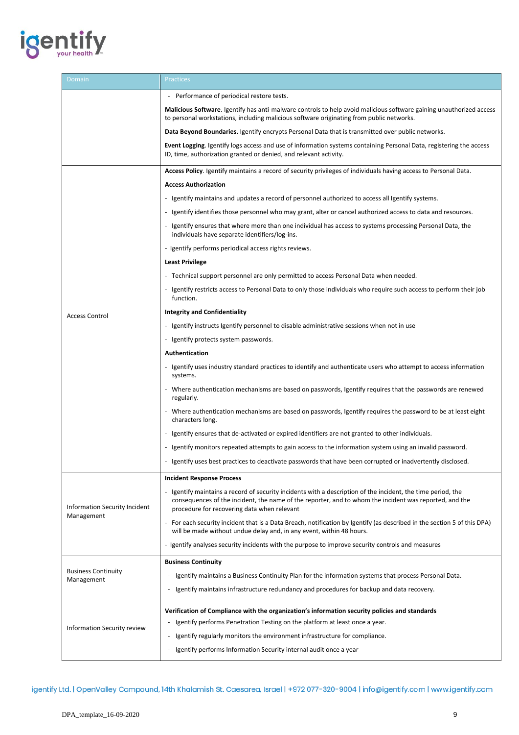| Domain | Practices |
|---|---|
| | - Performance of periodical restore tests.<br><br>**Malicious Software**. Igentify has anti-malware controls to help avoid malicious software gaining unauthorized access to personal workstations, including malicious software originating from public networks.<br><br>**Data Beyond Boundaries.** Igentify encrypts Personal Data that is transmitted over public networks.<br><br>**Event Logging**. Igentify logs access and use of information systems containing Personal Data, registering the access ID, time, authorization granted or denied, and relevant activity. |
| Access Control | **Access Policy**. Igentify maintains a record of security privileges of individuals having access to Personal Data.<br><br>**Access Authorization**<br><br>- Igentify maintains and updates a record of personnel authorized to access all Igentify systems.<br><br>- Igentify identifies those personnel who may grant, alter or cancel authorized access to data and resources.<br><br>- Igentify ensures that where more than one individual has access to systems processing Personal Data, the individuals have separate identifiers/log-ins.<br><br>- Igentify performs periodical access rights reviews.<br><br>**Least Privilege**<br><br>- Technical support personnel are only permitted to access Personal Data when needed.<br><br>- Igentify restricts access to Personal Data to only those individuals who require such access to perform their job function.<br><br>**Integrity and Confidentiality**<br><br>- Igentify instructs Igentify personnel to disable administrative sessions when not in use<br><br>- Igentify protects system passwords.<br><br>**Authentication**<br><br>- Igentify uses industry standard practices to identify and authenticate users who attempt to access information systems.<br><br>- Where authentication mechanisms are based on passwords, Igentify requires that the passwords are renewed regularly.<br><br>- Where authentication mechanisms are based on passwords, Igentify requires the password to be at least eight characters long.<br><br>- Igentify ensures that de-activated or expired identifiers are not granted to other individuals.<br><br>- Igentify monitors repeated attempts to gain access to the information system using an invalid password.<br><br>- Igentify uses best practices to deactivate passwords that have been corrupted or inadvertently disclosed. |
| Information Security Incident Management | **Incident Response Process**<br><br>- Igentify maintains a record of security incidents with a description of the incident, the time period, the consequences of the incident, the name of the reporter, and to whom the incident was reported, and the procedure for recovering data when relevant<br><br>- For each security incident that is a Data Breach, notification by Igentify (as described in the section 5 of this DPA) will be made without undue delay and, in any event, within 48 hours.<br><br>- Igentify analyses security incidents with the purpose to improve security controls and measures |
| Business Continuity Management | **Business Continuity**<br><br>- Igentify maintains a Business Continuity Plan for the information systems that process Personal Data.<br><br>- Igentify maintains infrastructure redundancy and procedures for backup and data recovery. |
| Information Security review | **Verification of Compliance with the organization's information security policies and standards**<br><br>- Igentify performs Penetration Testing on the platform at least once a year.<br><br>- Igentify regularly monitors the environment infrastructure for compliance.<br><br>- Igentify performs Information Security internal audit once a year |